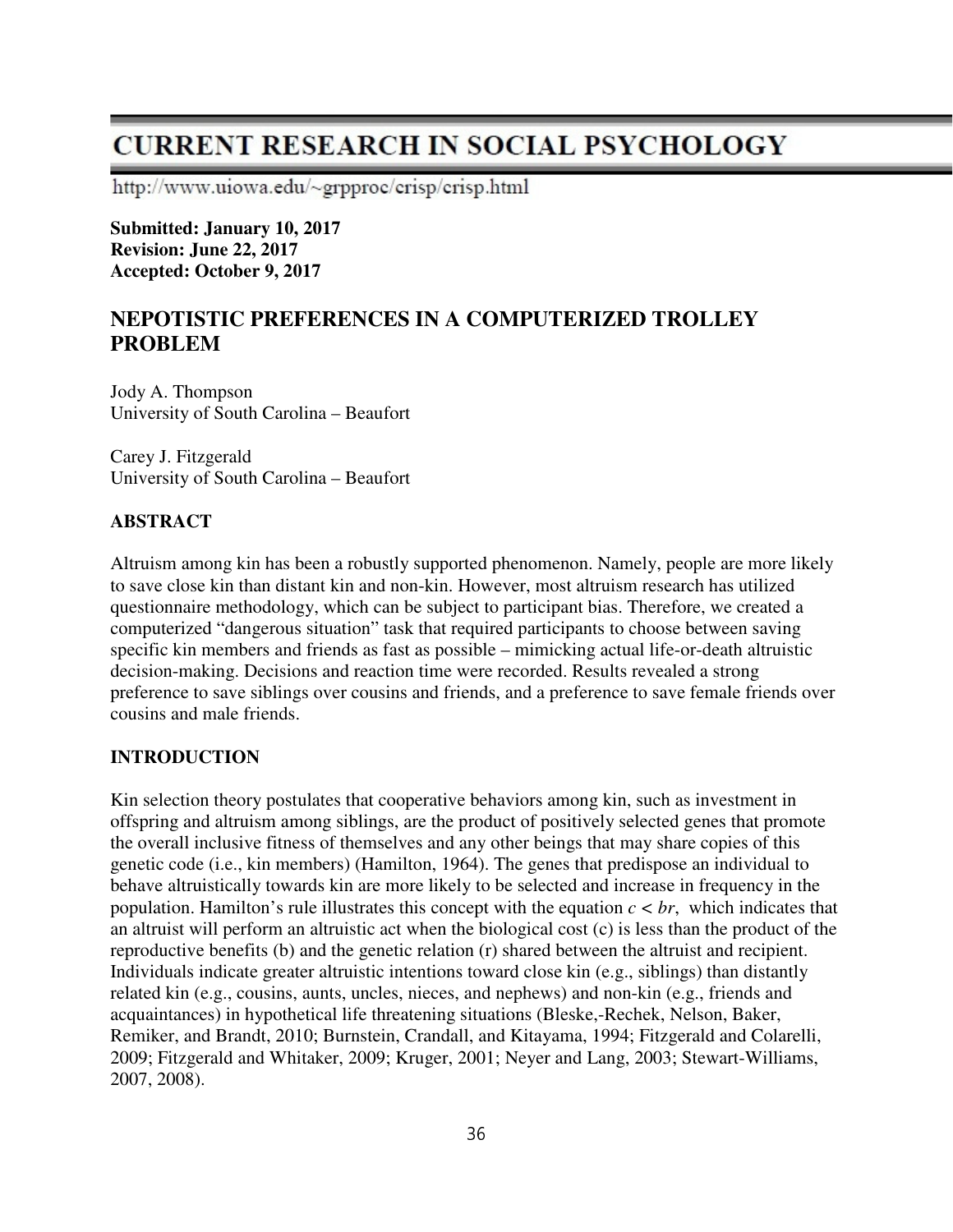# CURRENT RESEARCH IN SOCIAL PSYCHOLOGY

http://www.uiowa.edu/~grpproc/crisp/crisp.html

**Submitted: January 10, 2017**
**Revision: June 22, 2017**
**Accepted: October 9, 2017**

## NEPOTISTIC PREFERENCES IN A COMPUTERIZED TROLLEY PROBLEM

Jody A. Thompson
University of South Carolina – Beaufort

Carey J. Fitzgerald
University of South Carolina – Beaufort

### ABSTRACT

Altruism among kin has been a robustly supported phenomenon. Namely, people are more likely to save close kin than distant kin and non-kin. However, most altruism research has utilized questionnaire methodology, which can be subject to participant bias. Therefore, we created a computerized "dangerous situation" task that required participants to choose between saving specific kin members and friends as fast as possible – mimicking actual life-or-death altruistic decision-making. Decisions and reaction time were recorded. Results revealed a strong preference to save siblings over cousins and friends, and a preference to save female friends over cousins and male friends.

### INTRODUCTION

Kin selection theory postulates that cooperative behaviors among kin, such as investment in offspring and altruism among siblings, are the product of positively selected genes that promote the overall inclusive fitness of themselves and any other beings that may share copies of this genetic code (i.e., kin members) (Hamilton, 1964). The genes that predispose an individual to behave altruistically towards kin are more likely to be selected and increase in frequency in the population. Hamilton's rule illustrates this concept with the equation $c < br$, which indicates that an altruist will perform an altruistic act when the biological cost (c) is less than the product of the reproductive benefits (b) and the genetic relation (r) shared between the altruist and recipient. Individuals indicate greater altruistic intentions toward close kin (e.g., siblings) than distantly related kin (e.g., cousins, aunts, uncles, nieces, and nephews) and non-kin (e.g., friends and acquaintances) in hypothetical life threatening situations (Bleske,-Rechek, Nelson, Baker, Remiker, and Brandt, 2010; Burnstein, Crandall, and Kitayama, 1994; Fitzgerald and Colarelli, 2009; Fitzgerald and Whitaker, 2009; Kruger, 2001; Neyer and Lang, 2003; Stewart-Williams, 2007, 2008).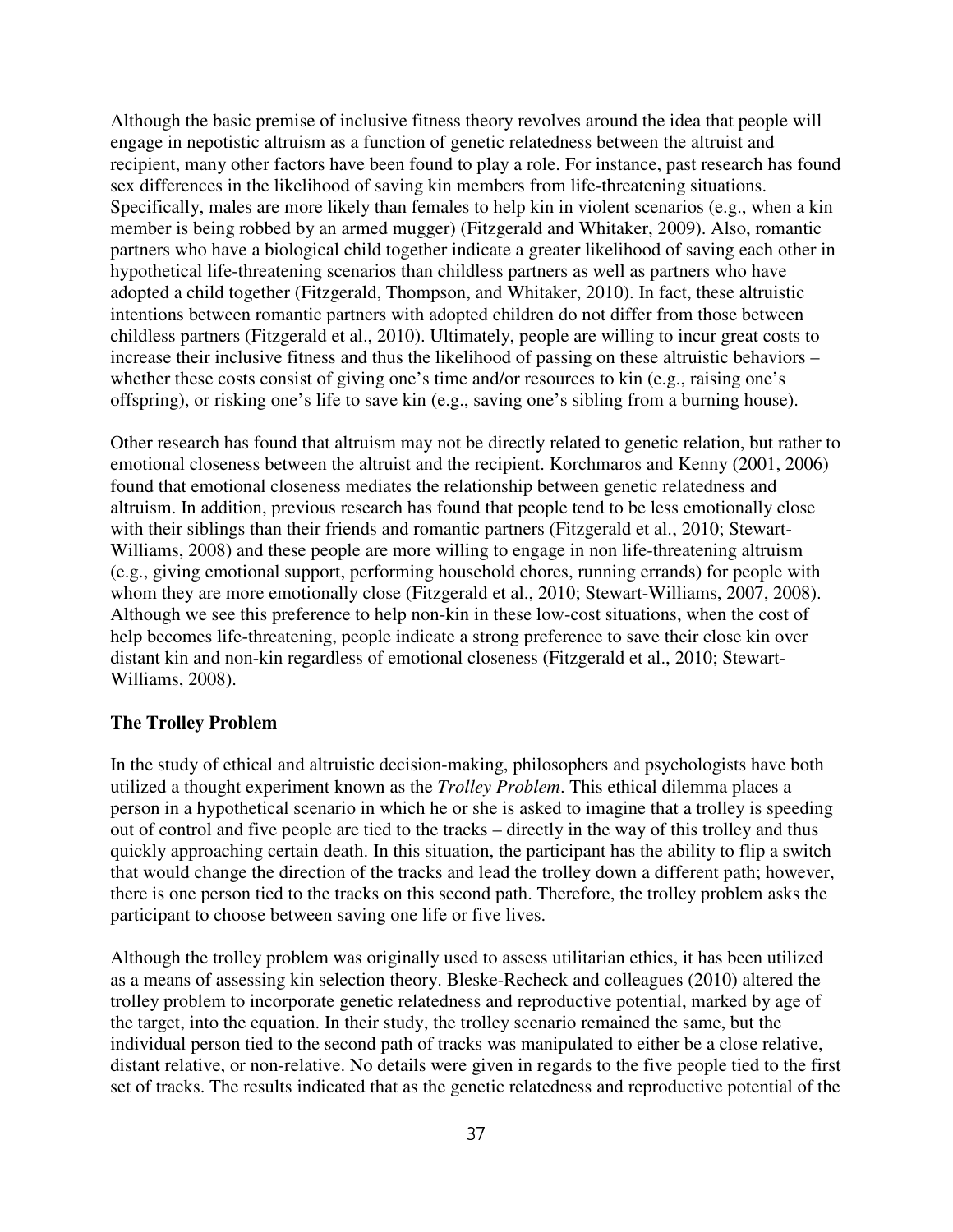Although the basic premise of inclusive fitness theory revolves around the idea that people will engage in nepotistic altruism as a function of genetic relatedness between the altruist and recipient, many other factors have been found to play a role. For instance, past research has found sex differences in the likelihood of saving kin members from life-threatening situations. Specifically, males are more likely than females to help kin in violent scenarios (e.g., when a kin member is being robbed by an armed mugger) (Fitzgerald and Whitaker, 2009). Also, romantic partners who have a biological child together indicate a greater likelihood of saving each other in hypothetical life-threatening scenarios than childless partners as well as partners who have adopted a child together (Fitzgerald, Thompson, and Whitaker, 2010). In fact, these altruistic intentions between romantic partners with adopted children do not differ from those between childless partners (Fitzgerald et al., 2010). Ultimately, people are willing to incur great costs to increase their inclusive fitness and thus the likelihood of passing on these altruistic behaviors – whether these costs consist of giving one's time and/or resources to kin (e.g., raising one's offspring), or risking one's life to save kin (e.g., saving one's sibling from a burning house).

Other research has found that altruism may not be directly related to genetic relation, but rather to emotional closeness between the altruist and the recipient. Korchmaros and Kenny (2001, 2006) found that emotional closeness mediates the relationship between genetic relatedness and altruism. In addition, previous research has found that people tend to be less emotionally close with their siblings than their friends and romantic partners (Fitzgerald et al., 2010; Stewart-Williams, 2008) and these people are more willing to engage in non life-threatening altruism (e.g., giving emotional support, performing household chores, running errands) for people with whom they are more emotionally close (Fitzgerald et al., 2010; Stewart-Williams, 2007, 2008). Although we see this preference to help non-kin in these low-cost situations, when the cost of help becomes life-threatening, people indicate a strong preference to save their close kin over distant kin and non-kin regardless of emotional closeness (Fitzgerald et al., 2010; Stewart-Williams, 2008).

**The Trolley Problem**

In the study of ethical and altruistic decision-making, philosophers and psychologists have both utilized a thought experiment known as the *Trolley Problem*. This ethical dilemma places a person in a hypothetical scenario in which he or she is asked to imagine that a trolley is speeding out of control and five people are tied to the tracks – directly in the way of this trolley and thus quickly approaching certain death. In this situation, the participant has the ability to flip a switch that would change the direction of the tracks and lead the trolley down a different path; however, there is one person tied to the tracks on this second path. Therefore, the trolley problem asks the participant to choose between saving one life or five lives.

Although the trolley problem was originally used to assess utilitarian ethics, it has been utilized as a means of assessing kin selection theory. Bleske-Recheck and colleagues (2010) altered the trolley problem to incorporate genetic relatedness and reproductive potential, marked by age of the target, into the equation. In their study, the trolley scenario remained the same, but the individual person tied to the second path of tracks was manipulated to either be a close relative, distant relative, or non-relative. No details were given in regards to the five people tied to the first set of tracks. The results indicated that as the genetic relatedness and reproductive potential of the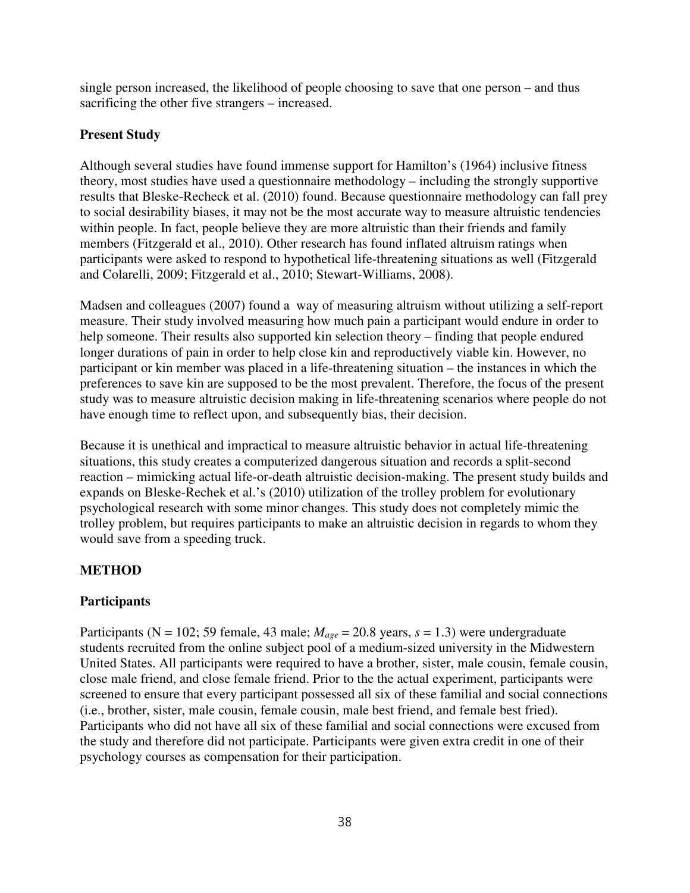single person increased, the likelihood of people choosing to save that one person – and thus sacrificing the other five strangers – increased.

### Present Study

Although several studies have found immense support for Hamilton's (1964) inclusive fitness theory, most studies have used a questionnaire methodology – including the strongly supportive results that Bleske-Recheck et al. (2010) found. Because questionnaire methodology can fall prey to social desirability biases, it may not be the most accurate way to measure altruistic tendencies within people. In fact, people believe they are more altruistic than their friends and family members (Fitzgerald et al., 2010). Other research has found inflated altruism ratings when participants were asked to respond to hypothetical life-threatening situations as well (Fitzgerald and Colarelli, 2009; Fitzgerald et al., 2010; Stewart-Williams, 2008).

Madsen and colleagues (2007) found a way of measuring altruism without utilizing a self-report measure. Their study involved measuring how much pain a participant would endure in order to help someone. Their results also supported kin selection theory – finding that people endured longer durations of pain in order to help close kin and reproductively viable kin. However, no participant or kin member was placed in a life-threatening situation – the instances in which the preferences to save kin are supposed to be the most prevalent. Therefore, the focus of the present study was to measure altruistic decision making in life-threatening scenarios where people do not have enough time to reflect upon, and subsequently bias, their decision.

Because it is unethical and impractical to measure altruistic behavior in actual life-threatening situations, this study creates a computerized dangerous situation and records a split-second reaction – mimicking actual life-or-death altruistic decision-making. The present study builds and expands on Bleske-Rechek et al.'s (2010) utilization of the trolley problem for evolutionary psychological research with some minor changes. This study does not completely mimic the trolley problem, but requires participants to make an altruistic decision in regards to whom they would save from a speeding truck.

## METHOD

### Participants

Participants (N = 102; 59 female, 43 male; $M_{age}$ = 20.8 years, $s$ = 1.3) were undergraduate students recruited from the online subject pool of a medium-sized university in the Midwestern United States. All participants were required to have a brother, sister, male cousin, female cousin, close male friend, and close female friend. Prior to the the actual experiment, participants were screened to ensure that every participant possessed all six of these familial and social connections (i.e., brother, sister, male cousin, female cousin, male best friend, and female best fried). Participants who did not have all six of these familial and social connections were excused from the study and therefore did not participate. Participants were given extra credit in one of their psychology courses as compensation for their participation.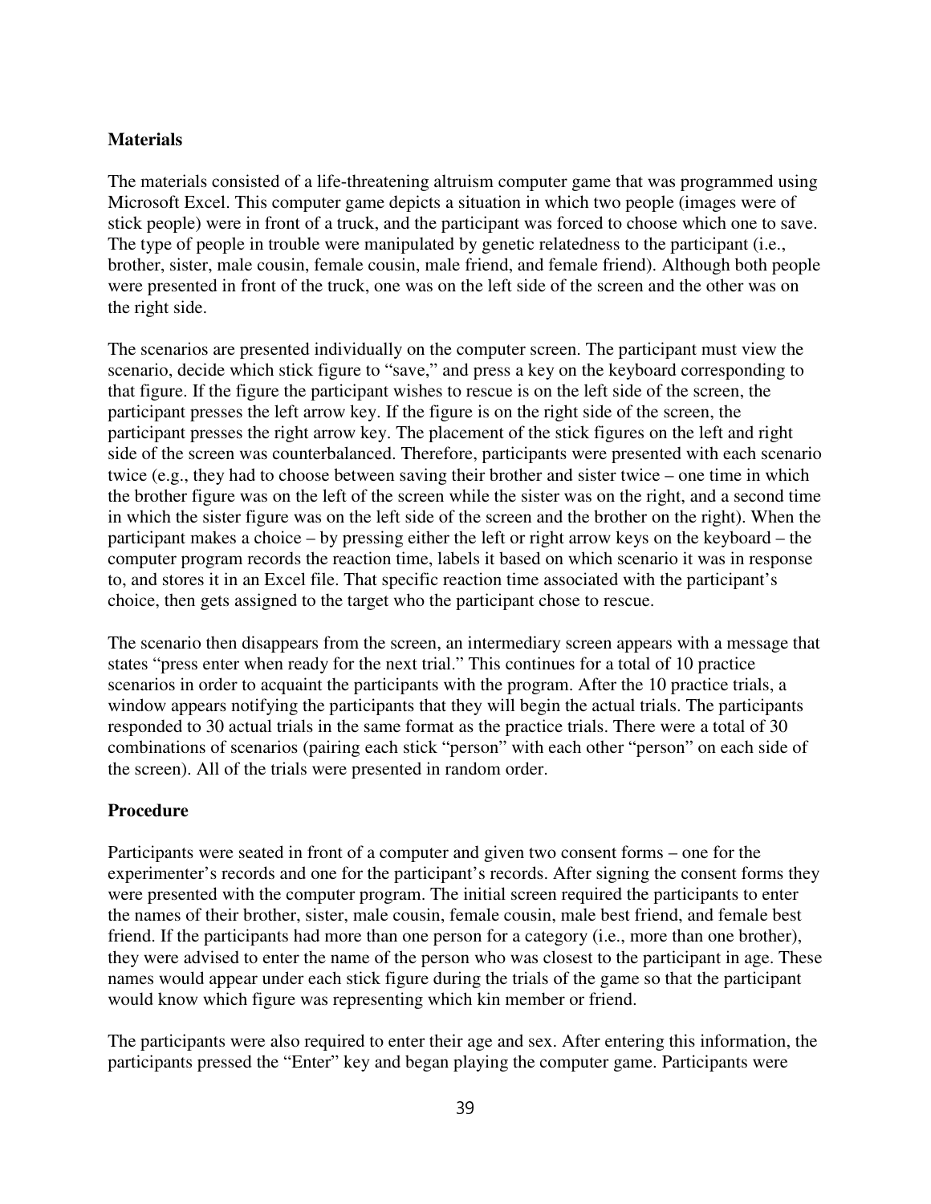### Materials

The materials consisted of a life-threatening altruism computer game that was programmed using Microsoft Excel. This computer game depicts a situation in which two people (images were of stick people) were in front of a truck, and the participant was forced to choose which one to save. The type of people in trouble were manipulated by genetic relatedness to the participant (i.e., brother, sister, male cousin, female cousin, male friend, and female friend). Although both people were presented in front of the truck, one was on the left side of the screen and the other was on the right side.

The scenarios are presented individually on the computer screen. The participant must view the scenario, decide which stick figure to "save," and press a key on the keyboard corresponding to that figure. If the figure the participant wishes to rescue is on the left side of the screen, the participant presses the left arrow key. If the figure is on the right side of the screen, the participant presses the right arrow key. The placement of the stick figures on the left and right side of the screen was counterbalanced. Therefore, participants were presented with each scenario twice (e.g., they had to choose between saving their brother and sister twice – one time in which the brother figure was on the left of the screen while the sister was on the right, and a second time in which the sister figure was on the left side of the screen and the brother on the right). When the participant makes a choice – by pressing either the left or right arrow keys on the keyboard – the computer program records the reaction time, labels it based on which scenario it was in response to, and stores it in an Excel file. That specific reaction time associated with the participant's choice, then gets assigned to the target who the participant chose to rescue.

The scenario then disappears from the screen, an intermediary screen appears with a message that states "press enter when ready for the next trial." This continues for a total of 10 practice scenarios in order to acquaint the participants with the program. After the 10 practice trials, a window appears notifying the participants that they will begin the actual trials. The participants responded to 30 actual trials in the same format as the practice trials. There were a total of 30 combinations of scenarios (pairing each stick "person" with each other "person" on each side of the screen). All of the trials were presented in random order.

### Procedure

Participants were seated in front of a computer and given two consent forms – one for the experimenter's records and one for the participant's records. After signing the consent forms they were presented with the computer program. The initial screen required the participants to enter the names of their brother, sister, male cousin, female cousin, male best friend, and female best friend. If the participants had more than one person for a category (i.e., more than one brother), they were advised to enter the name of the person who was closest to the participant in age. These names would appear under each stick figure during the trials of the game so that the participant would know which figure was representing which kin member or friend.

The participants were also required to enter their age and sex. After entering this information, the participants pressed the "Enter" key and began playing the computer game. Participants were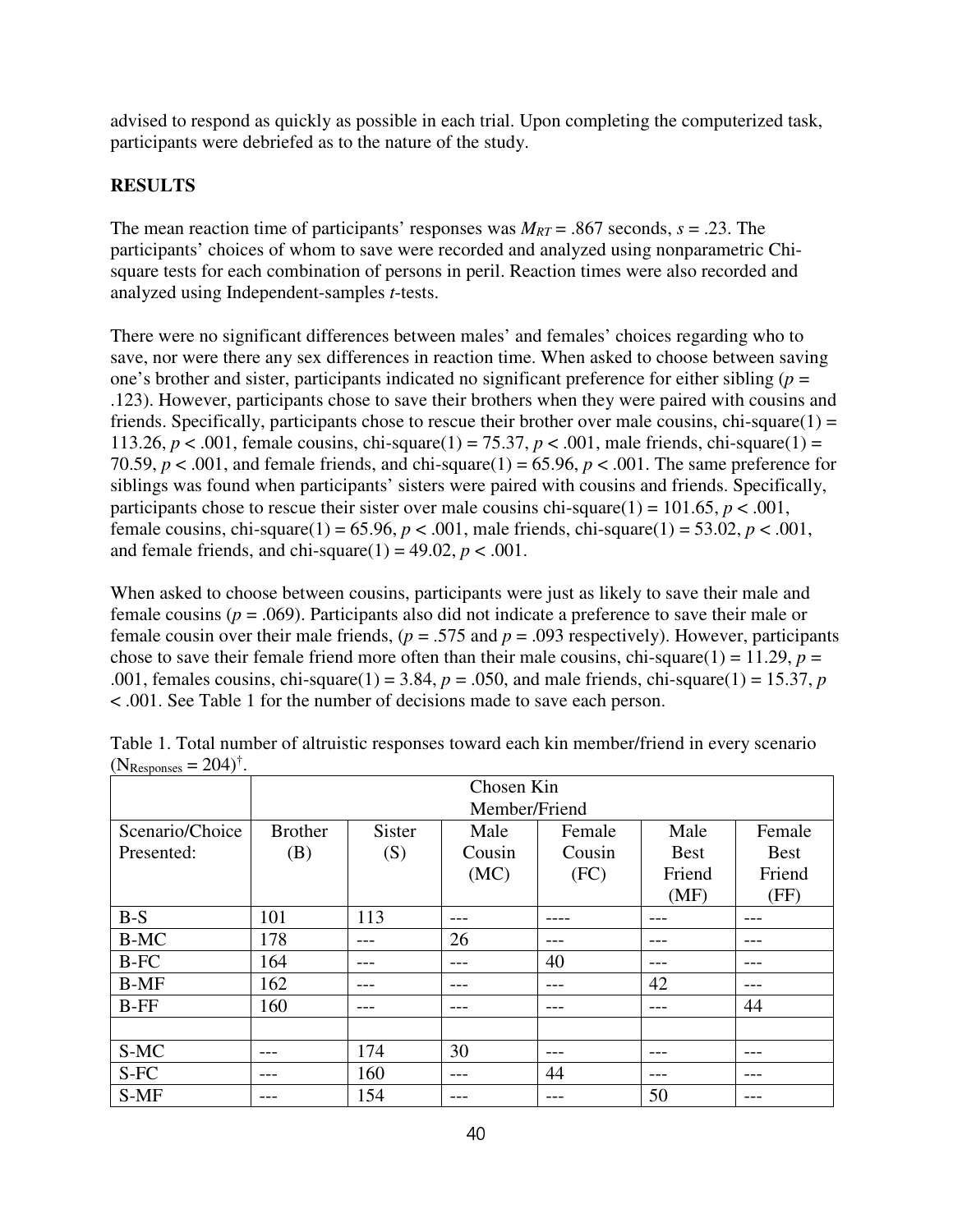advised to respond as quickly as possible in each trial. Upon completing the computerized task, participants were debriefed as to the nature of the study.

**RESULTS**

The mean reaction time of participants' responses was $M_{RT}$ = .867 seconds, $s$ = .23. The participants' choices of whom to save were recorded and analyzed using nonparametric Chi-square tests for each combination of persons in peril. Reaction times were also recorded and analyzed using Independent-samples *t*-tests.

There were no significant differences between males' and females' choices regarding who to save, nor were there any sex differences in reaction time. When asked to choose between saving one's brother and sister, participants indicated no significant preference for either sibling ($p$ = .123). However, participants chose to save their brothers when they were paired with cousins and friends. Specifically, participants chose to rescue their brother over male cousins, chi-square(1) = 113.26, $p < .001$, female cousins, chi-square(1) = 75.37, $p < .001$, male friends, chi-square(1) = 70.59, $p < .001$, and female friends, and chi-square(1) = 65.96, $p < .001$. The same preference for siblings was found when participants' sisters were paired with cousins and friends. Specifically, participants chose to rescue their sister over male cousins chi-square(1) = 101.65, $p < .001$, female cousins, chi-square(1) = 65.96, $p < .001$, male friends, chi-square(1) = 53.02, $p < .001$, and female friends, and chi-square(1) = 49.02, $p < .001$.

When asked to choose between cousins, participants were just as likely to save their male and female cousins ($p$ = .069). Participants also did not indicate a preference to save their male or female cousin over their male friends, ($p$ = .575 and $p$ = .093 respectively). However, participants chose to save their female friend more often than their male cousins, chi-square(1) = 11.29, $p$ = .001, females cousins, chi-square(1) = 3.84, $p$ = .050, and male friends, chi-square(1) = 15.37, $p < .001$. See Table 1 for the number of decisions made to save each person.

Table 1. Total number of altruistic responses toward each kin member/friend in every scenario ($N_{Responses}$ = 204)[†].

| | Chosen Kin Member/Friend | | | | | |
|---|---|---|---|---|---|---|
| Scenario/Choice Presented: | Brother (B) | Sister (S) | Male Cousin (MC) | Female Cousin (FC) | Male Best Friend (MF) | Female Best Friend (FF) |
| B-S | 101 | 113 | --- | ---- | --- | --- |
| B-MC | 178 | --- | 26 | --- | --- | --- |
| B-FC | 164 | --- | --- | 40 | --- | --- |
| B-MF | 162 | --- | --- | --- | 42 | --- |
| B-FF | 160 | --- | --- | --- | --- | 44 |
| | | | | | | |
| S-MC | --- | 174 | 30 | --- | --- | --- |
| S-FC | --- | 160 | --- | 44 | --- | --- |
| S-MF | --- | 154 | --- | --- | 50 | --- |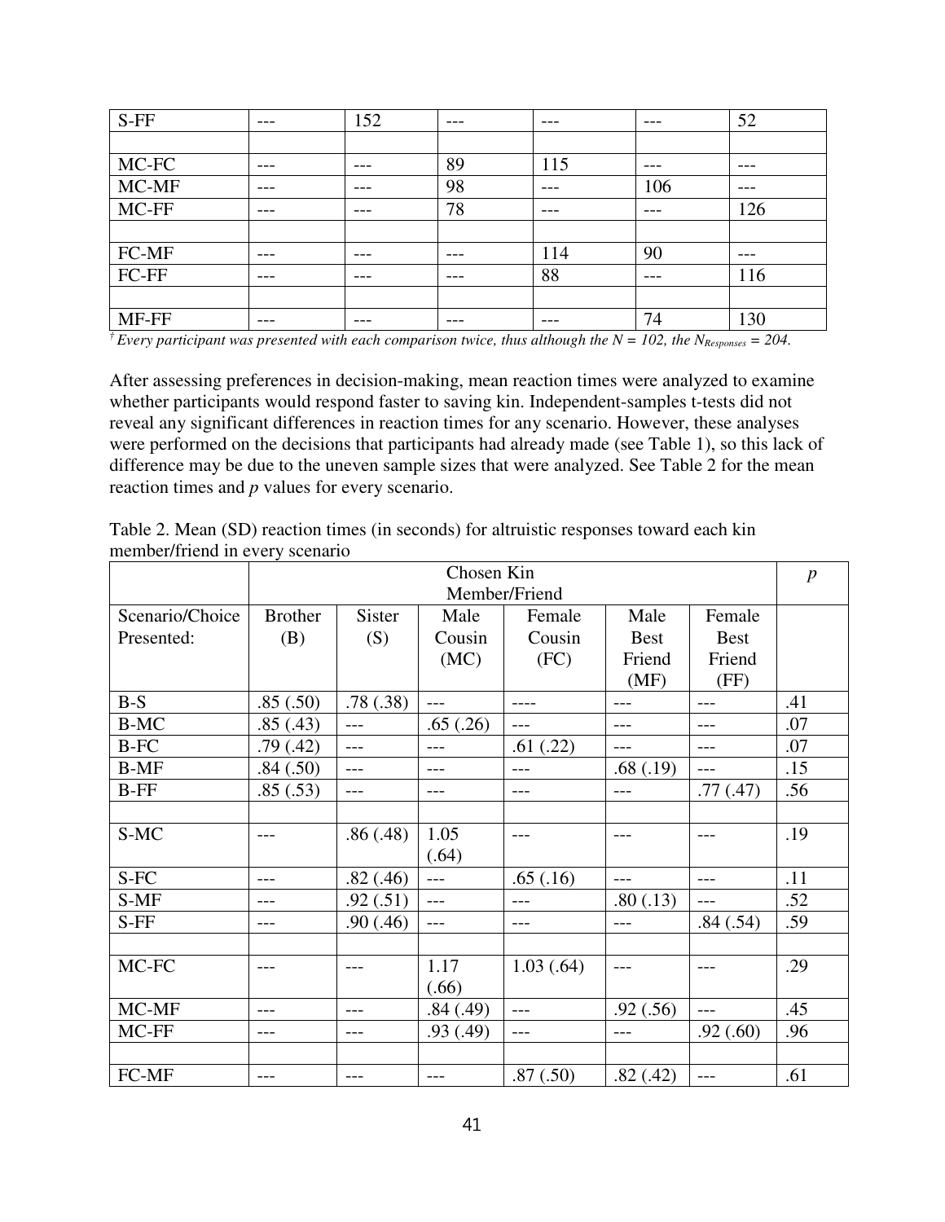| S-FF | --- | 152 | --- | --- | --- | 52 |
|---|---|---|---|---|---|---|
| | | | | | | |
| MC-FC | --- | --- | 89 | 115 | --- | --- |
| MC-MF | --- | --- | 98 | --- | 106 | --- |
| MC-FF | --- | --- | 78 | --- | --- | 126 |
| | | | | | | |
| FC-MF | --- | --- | --- | 114 | 90 | --- |
| FC-FF | --- | --- | --- | 88 | --- | 116 |
| | | | | | | |
| MF-FF | --- | --- | --- | --- | 74 | 130 |

*† Every participant was presented with each comparison twice, thus although the N = 102, the $N_{Responses}$ = 204.*

After assessing preferences in decision-making, mean reaction times were analyzed to examine whether participants would respond faster to saving kin. Independent-samples t-tests did not reveal any significant differences in reaction times for any scenario. However, these analyses were performed on the decisions that participants had already made (see Table 1), so this lack of difference may be due to the uneven sample sizes that were analyzed. See Table 2 for the mean reaction times and *p* values for every scenario.

Table 2. Mean (SD) reaction times (in seconds) for altruistic responses toward each kin member/friend in every scenario

| | Chosen Kin Member/Friend | | | | | | *p* |
|---|---|---|---|---|---|---|---|
| Scenario/Choice Presented: | Brother (B) | Sister (S) | Male Cousin (MC) | Female Cousin (FC) | Male Best Friend (MF) | Female Best Friend (FF) | |
| B-S | .85 (.50) | .78 (.38) | --- | ---- | --- | --- | .41 |
| B-MC | .85 (.43) | --- | .65 (.26) | --- | --- | --- | .07 |
| B-FC | .79 (.42) | --- | --- | .61 (.22) | --- | --- | .07 |
| B-MF | .84 (.50) | --- | --- | --- | .68 (.19) | --- | .15 |
| B-FF | .85 (.53) | --- | --- | --- | --- | .77 (.47) | .56 |
| | | | | | | | |
| S-MC | --- | .86 (.48) | 1.05 (.64) | --- | --- | --- | .19 |
| S-FC | --- | .82 (.46) | --- | .65 (.16) | --- | --- | .11 |
| S-MF | --- | .92 (.51) | --- | --- | .80 (.13) | --- | .52 |
| S-FF | --- | .90 (.46) | --- | --- | --- | .84 (.54) | .59 |
| | | | | | | | |
| MC-FC | --- | --- | 1.17 (.66) | 1.03 (.64) | --- | --- | .29 |
| MC-MF | --- | --- | .84 (.49) | --- | .92 (.56) | --- | .45 |
| MC-FF | --- | --- | .93 (.49) | --- | --- | .92 (.60) | .96 |
| | | | | | | | |
| FC-MF | --- | --- | --- | .87 (.50) | .82 (.42) | --- | .61 |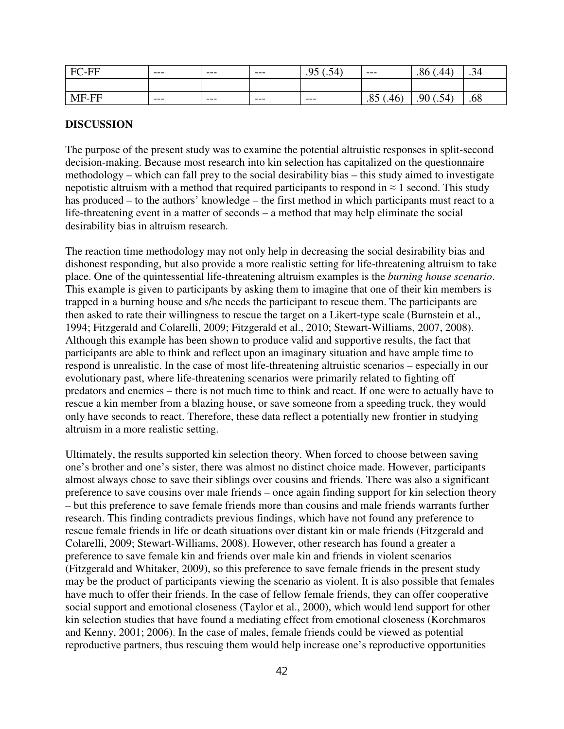| FC-FF | --- | --- | --- | .95 (.54) | --- | .86 (.44) | .34 |
|---|---|---|---|---|---|---|---|
| | | | | | | | |
| MF-FF | --- | --- | --- | --- | .85 (.46) | .90 (.54) | .68 |

## DISCUSSION

The purpose of the present study was to examine the potential altruistic responses in split-second decision-making. Because most research into kin selection has capitalized on the questionnaire methodology – which can fall prey to the social desirability bias – this study aimed to investigate nepotistic altruism with a method that required participants to respond in ≈ 1 second. This study has produced – to the authors' knowledge – the first method in which participants must react to a life-threatening event in a matter of seconds – a method that may help eliminate the social desirability bias in altruism research.

The reaction time methodology may not only help in decreasing the social desirability bias and dishonest responding, but also provide a more realistic setting for life-threatening altruism to take place. One of the quintessential life-threatening altruism examples is the *burning house scenario*. This example is given to participants by asking them to imagine that one of their kin members is trapped in a burning house and s/he needs the participant to rescue them. The participants are then asked to rate their willingness to rescue the target on a Likert-type scale (Burnstein et al., 1994; Fitzgerald and Colarelli, 2009; Fitzgerald et al., 2010; Stewart-Williams, 2007, 2008). Although this example has been shown to produce valid and supportive results, the fact that participants are able to think and reflect upon an imaginary situation and have ample time to respond is unrealistic. In the case of most life-threatening altruistic scenarios – especially in our evolutionary past, where life-threatening scenarios were primarily related to fighting off predators and enemies – there is not much time to think and react. If one were to actually have to rescue a kin member from a blazing house, or save someone from a speeding truck, they would only have seconds to react. Therefore, these data reflect a potentially new frontier in studying altruism in a more realistic setting.

Ultimately, the results supported kin selection theory. When forced to choose between saving one's brother and one's sister, there was almost no distinct choice made. However, participants almost always chose to save their siblings over cousins and friends. There was also a significant preference to save cousins over male friends – once again finding support for kin selection theory – but this preference to save female friends more than cousins and male friends warrants further research. This finding contradicts previous findings, which have not found any preference to rescue female friends in life or death situations over distant kin or male friends (Fitzgerald and Colarelli, 2009; Stewart-Williams, 2008). However, other research has found a greater a preference to save female kin and friends over male kin and friends in violent scenarios (Fitzgerald and Whitaker, 2009), so this preference to save female friends in the present study may be the product of participants viewing the scenario as violent. It is also possible that females have much to offer their friends. In the case of fellow female friends, they can offer cooperative social support and emotional closeness (Taylor et al., 2000), which would lend support for other kin selection studies that have found a mediating effect from emotional closeness (Korchmaros and Kenny, 2001; 2006). In the case of males, female friends could be viewed as potential reproductive partners, thus rescuing them would help increase one's reproductive opportunities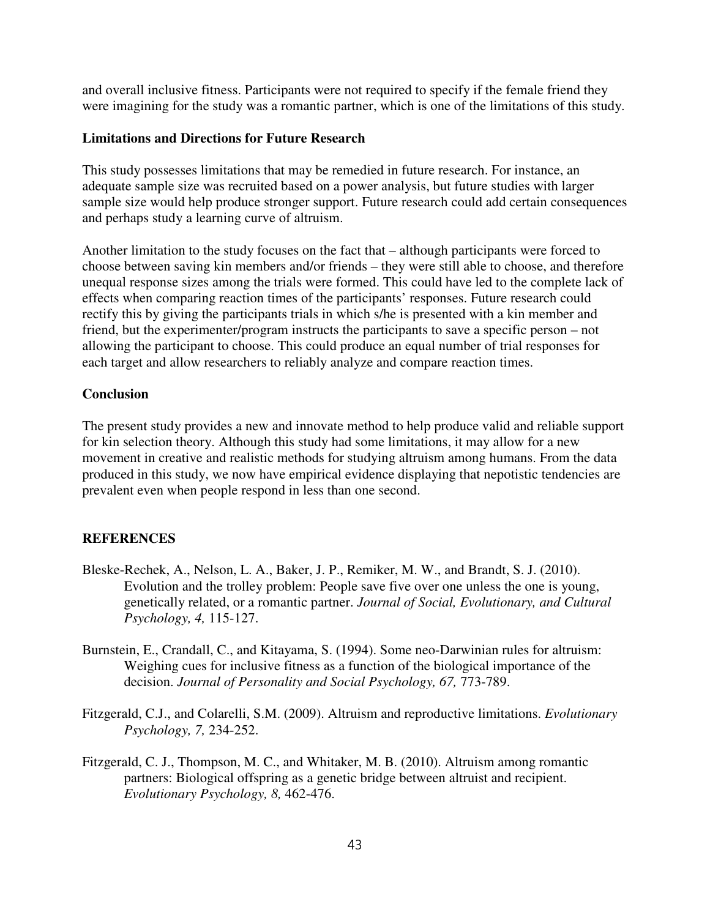and overall inclusive fitness. Participants were not required to specify if the female friend they were imagining for the study was a romantic partner, which is one of the limitations of this study.

### Limitations and Directions for Future Research

This study possesses limitations that may be remedied in future research. For instance, an adequate sample size was recruited based on a power analysis, but future studies with larger sample size would help produce stronger support. Future research could add certain consequences and perhaps study a learning curve of altruism.

Another limitation to the study focuses on the fact that – although participants were forced to choose between saving kin members and/or friends – they were still able to choose, and therefore unequal response sizes among the trials were formed. This could have led to the complete lack of effects when comparing reaction times of the participants' responses. Future research could rectify this by giving the participants trials in which s/he is presented with a kin member and friend, but the experimenter/program instructs the participants to save a specific person – not allowing the participant to choose. This could produce an equal number of trial responses for each target and allow researchers to reliably analyze and compare reaction times.

### Conclusion

The present study provides a new and innovate method to help produce valid and reliable support for kin selection theory. Although this study had some limitations, it may allow for a new movement in creative and realistic methods for studying altruism among humans. From the data produced in this study, we now have empirical evidence displaying that nepotistic tendencies are prevalent even when people respond in less than one second.

## REFERENCES

Bleske-Rechek, A., Nelson, L. A., Baker, J. P., Remiker, M. W., and Brandt, S. J. (2010). Evolution and the trolley problem: People save five over one unless the one is young, genetically related, or a romantic partner. *Journal of Social, Evolutionary, and Cultural Psychology, 4,* 115-127.

Burnstein, E., Crandall, C., and Kitayama, S. (1994). Some neo-Darwinian rules for altruism: Weighing cues for inclusive fitness as a function of the biological importance of the decision. *Journal of Personality and Social Psychology, 67,* 773-789.

Fitzgerald, C.J., and Colarelli, S.M. (2009). Altruism and reproductive limitations. *Evolutionary Psychology, 7,* 234-252.

Fitzgerald, C. J., Thompson, M. C., and Whitaker, M. B. (2010). Altruism among romantic partners: Biological offspring as a genetic bridge between altruist and recipient. *Evolutionary Psychology, 8,* 462-476.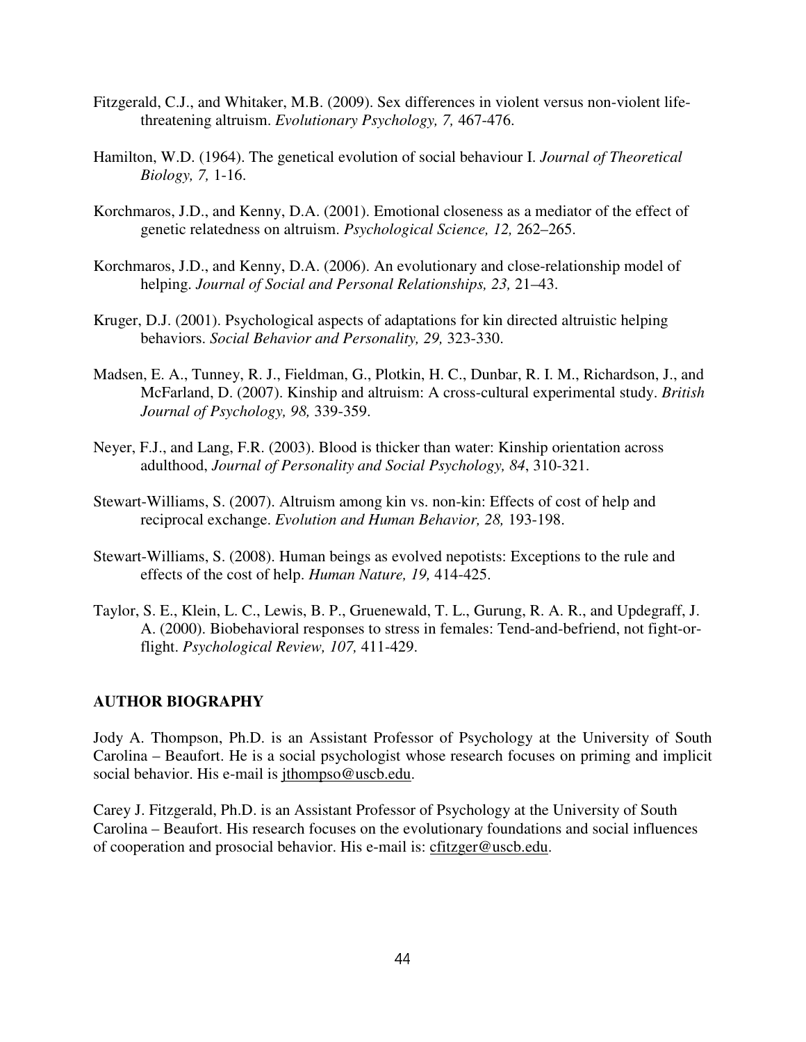Fitzgerald, C.J., and Whitaker, M.B. (2009). Sex differences in violent versus non-violent life-threatening altruism. *Evolutionary Psychology, 7,* 467-476.

Hamilton, W.D. (1964). The genetical evolution of social behaviour I. *Journal of Theoretical Biology, 7,* 1-16.

Korchmaros, J.D., and Kenny, D.A. (2001). Emotional closeness as a mediator of the effect of genetic relatedness on altruism. *Psychological Science, 12,* 262–265.

Korchmaros, J.D., and Kenny, D.A. (2006). An evolutionary and close-relationship model of helping. *Journal of Social and Personal Relationships, 23,* 21–43.

Kruger, D.J. (2001). Psychological aspects of adaptations for kin directed altruistic helping behaviors. *Social Behavior and Personality, 29,* 323-330.

Madsen, E. A., Tunney, R. J., Fieldman, G., Plotkin, H. C., Dunbar, R. I. M., Richardson, J., and McFarland, D. (2007). Kinship and altruism: A cross-cultural experimental study. *British Journal of Psychology, 98,* 339-359.

Neyer, F.J., and Lang, F.R. (2003). Blood is thicker than water: Kinship orientation across adulthood, *Journal of Personality and Social Psychology, 84*, 310-321.

Stewart-Williams, S. (2007). Altruism among kin vs. non-kin: Effects of cost of help and reciprocal exchange. *Evolution and Human Behavior, 28,* 193-198.

Stewart-Williams, S. (2008). Human beings as evolved nepotists: Exceptions to the rule and effects of the cost of help. *Human Nature, 19,* 414-425.

Taylor, S. E., Klein, L. C., Lewis, B. P., Gruenewald, T. L., Gurung, R. A. R., and Updegraff, J. A. (2000). Biobehavioral responses to stress in females: Tend-and-befriend, not fight-or-flight. *Psychological Review, 107,* 411-429.

## AUTHOR BIOGRAPHY

Jody A. Thompson, Ph.D. is an Assistant Professor of Psychology at the University of South Carolina – Beaufort. He is a social psychologist whose research focuses on priming and implicit social behavior. His e-mail is jthompso@uscb.edu.

Carey J. Fitzgerald, Ph.D. is an Assistant Professor of Psychology at the University of South Carolina – Beaufort. His research focuses on the evolutionary foundations and social influences of cooperation and prosocial behavior. His e-mail is: cfitzger@uscb.edu.